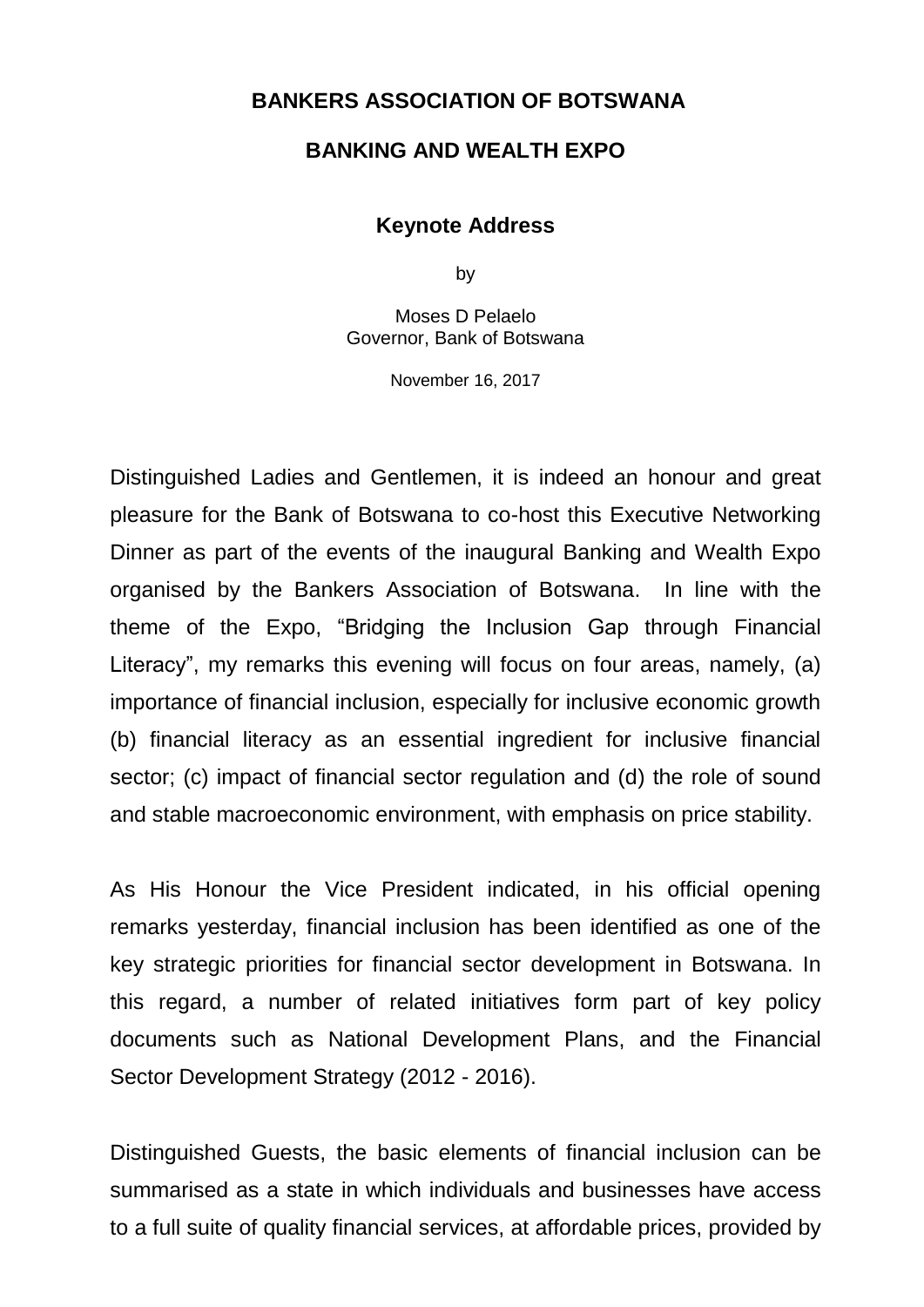# BANKERS ASSOCIATION OF BOTSWANA

# BANKING AND WEALTH EXPO

## Keynote Address

by

Moses D Pelaelo
Governor, Bank of Botswana

November 16, 2017

Distinguished Ladies and Gentlemen, it is indeed an honour and great pleasure for the Bank of Botswana to co-host this Executive Networking Dinner as part of the events of the inaugural Banking and Wealth Expo organised by the Bankers Association of Botswana. In line with the theme of the Expo, "Bridging the Inclusion Gap through Financial Literacy", my remarks this evening will focus on four areas, namely, (a) importance of financial inclusion, especially for inclusive economic growth (b) financial literacy as an essential ingredient for inclusive financial sector; (c) impact of financial sector regulation and (d) the role of sound and stable macroeconomic environment, with emphasis on price stability.

As His Honour the Vice President indicated, in his official opening remarks yesterday, financial inclusion has been identified as one of the key strategic priorities for financial sector development in Botswana. In this regard, a number of related initiatives form part of key policy documents such as National Development Plans, and the Financial Sector Development Strategy (2012 - 2016).

Distinguished Guests, the basic elements of financial inclusion can be summarised as a state in which individuals and businesses have access to a full suite of quality financial services, at affordable prices, provided by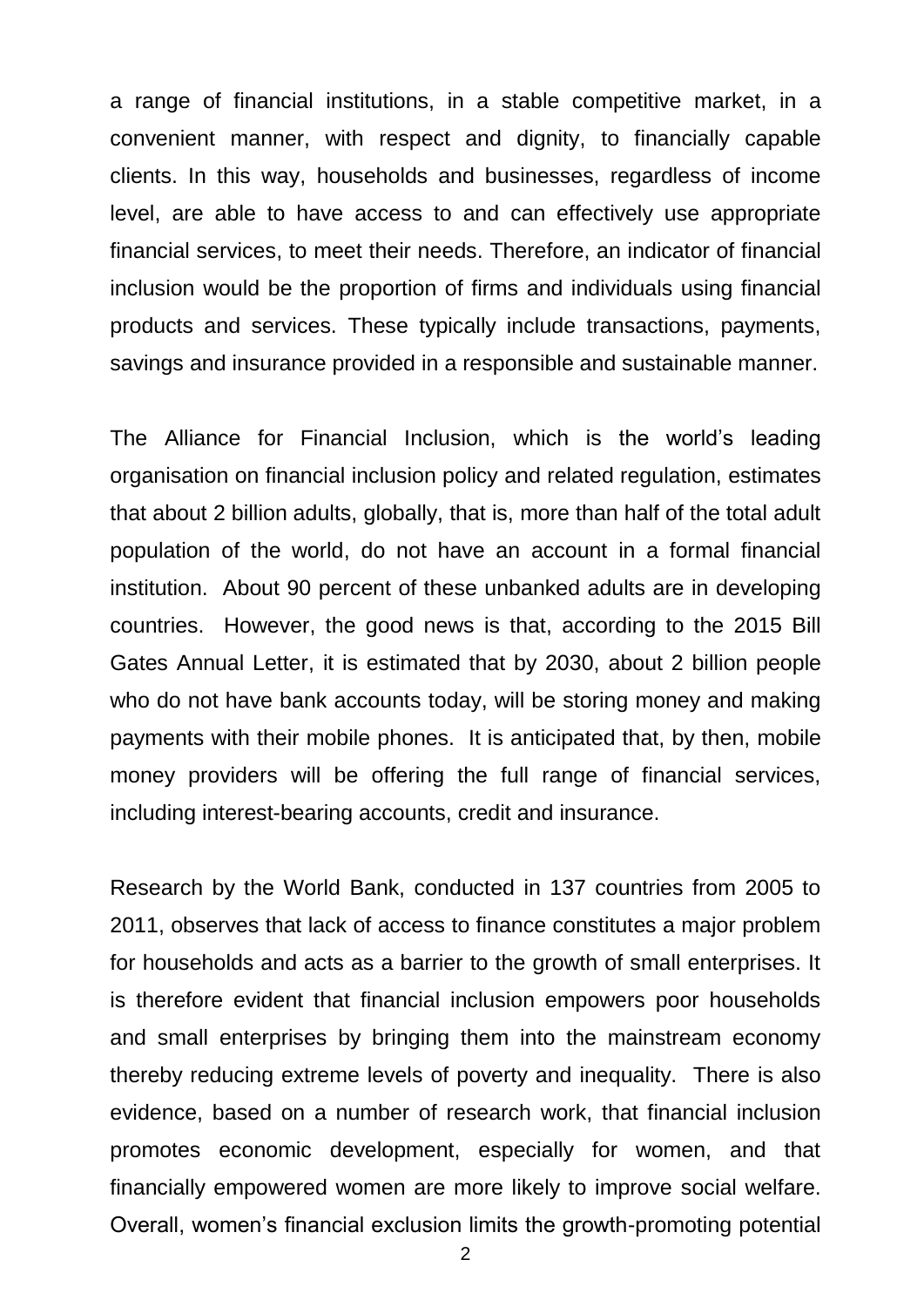a range of financial institutions, in a stable competitive market, in a convenient manner, with respect and dignity, to financially capable clients. In this way, households and businesses, regardless of income level, are able to have access to and can effectively use appropriate financial services, to meet their needs. Therefore, an indicator of financial inclusion would be the proportion of firms and individuals using financial products and services. These typically include transactions, payments, savings and insurance provided in a responsible and sustainable manner.

The Alliance for Financial Inclusion, which is the world's leading organisation on financial inclusion policy and related regulation, estimates that about 2 billion adults, globally, that is, more than half of the total adult population of the world, do not have an account in a formal financial institution. About 90 percent of these unbanked adults are in developing countries. However, the good news is that, according to the 2015 Bill Gates Annual Letter, it is estimated that by 2030, about 2 billion people who do not have bank accounts today, will be storing money and making payments with their mobile phones. It is anticipated that, by then, mobile money providers will be offering the full range of financial services, including interest-bearing accounts, credit and insurance.

Research by the World Bank, conducted in 137 countries from 2005 to 2011, observes that lack of access to finance constitutes a major problem for households and acts as a barrier to the growth of small enterprises. It is therefore evident that financial inclusion empowers poor households and small enterprises by bringing them into the mainstream economy thereby reducing extreme levels of poverty and inequality. There is also evidence, based on a number of research work, that financial inclusion promotes economic development, especially for women, and that financially empowered women are more likely to improve social welfare. Overall, women's financial exclusion limits the growth-promoting potential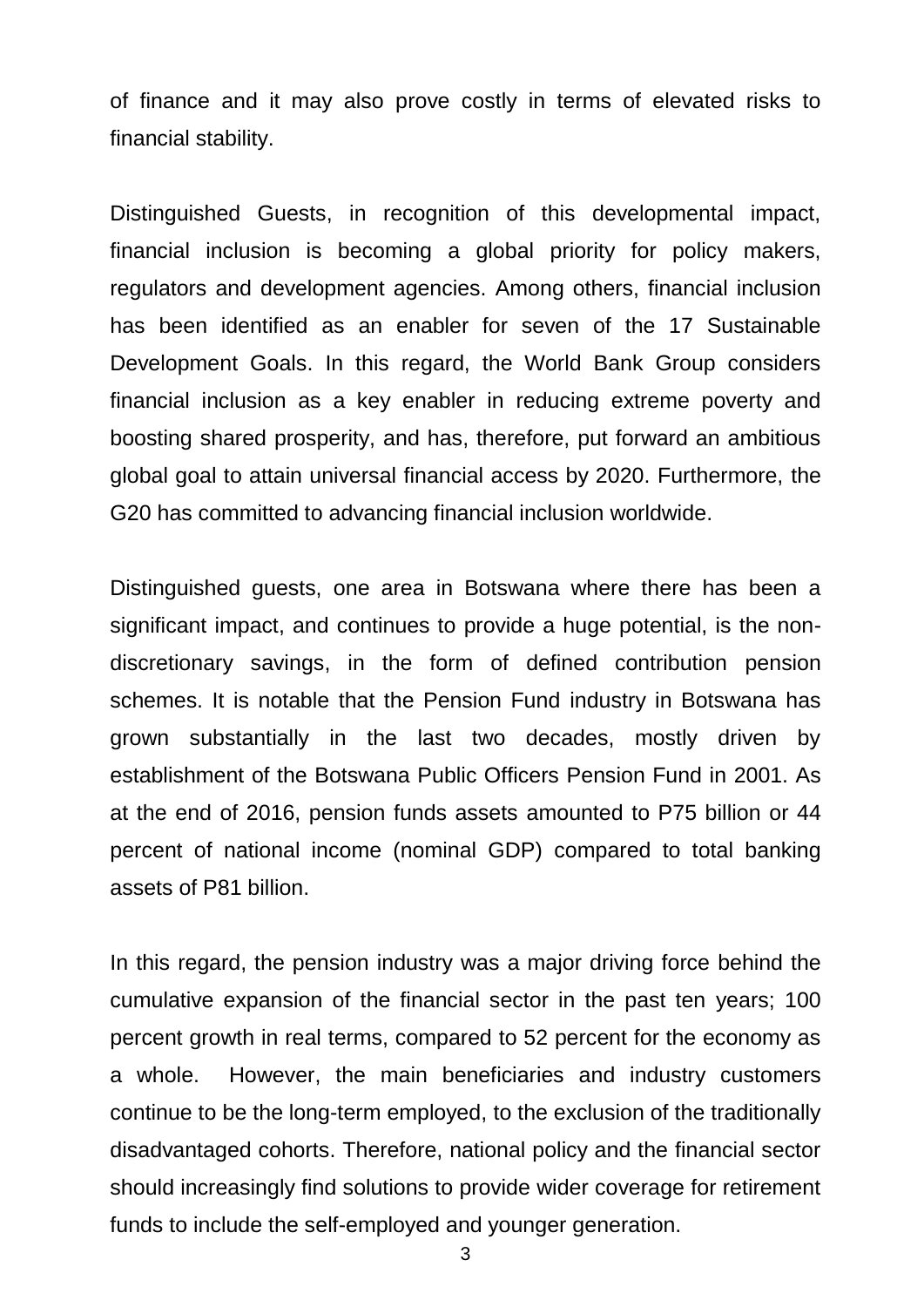of finance and it may also prove costly in terms of elevated risks to financial stability.

Distinguished Guests, in recognition of this developmental impact, financial inclusion is becoming a global priority for policy makers, regulators and development agencies. Among others, financial inclusion has been identified as an enabler for seven of the 17 Sustainable Development Goals. In this regard, the World Bank Group considers financial inclusion as a key enabler in reducing extreme poverty and boosting shared prosperity, and has, therefore, put forward an ambitious global goal to attain universal financial access by 2020. Furthermore, the G20 has committed to advancing financial inclusion worldwide.

Distinguished guests, one area in Botswana where there has been a significant impact, and continues to provide a huge potential, is the non-discretionary savings, in the form of defined contribution pension schemes. It is notable that the Pension Fund industry in Botswana has grown substantially in the last two decades, mostly driven by establishment of the Botswana Public Officers Pension Fund in 2001. As at the end of 2016, pension funds assets amounted to P75 billion or 44 percent of national income (nominal GDP) compared to total banking assets of P81 billion.

In this regard, the pension industry was a major driving force behind the cumulative expansion of the financial sector in the past ten years; 100 percent growth in real terms, compared to 52 percent for the economy as a whole. However, the main beneficiaries and industry customers continue to be the long-term employed, to the exclusion of the traditionally disadvantaged cohorts. Therefore, national policy and the financial sector should increasingly find solutions to provide wider coverage for retirement funds to include the self-employed and younger generation.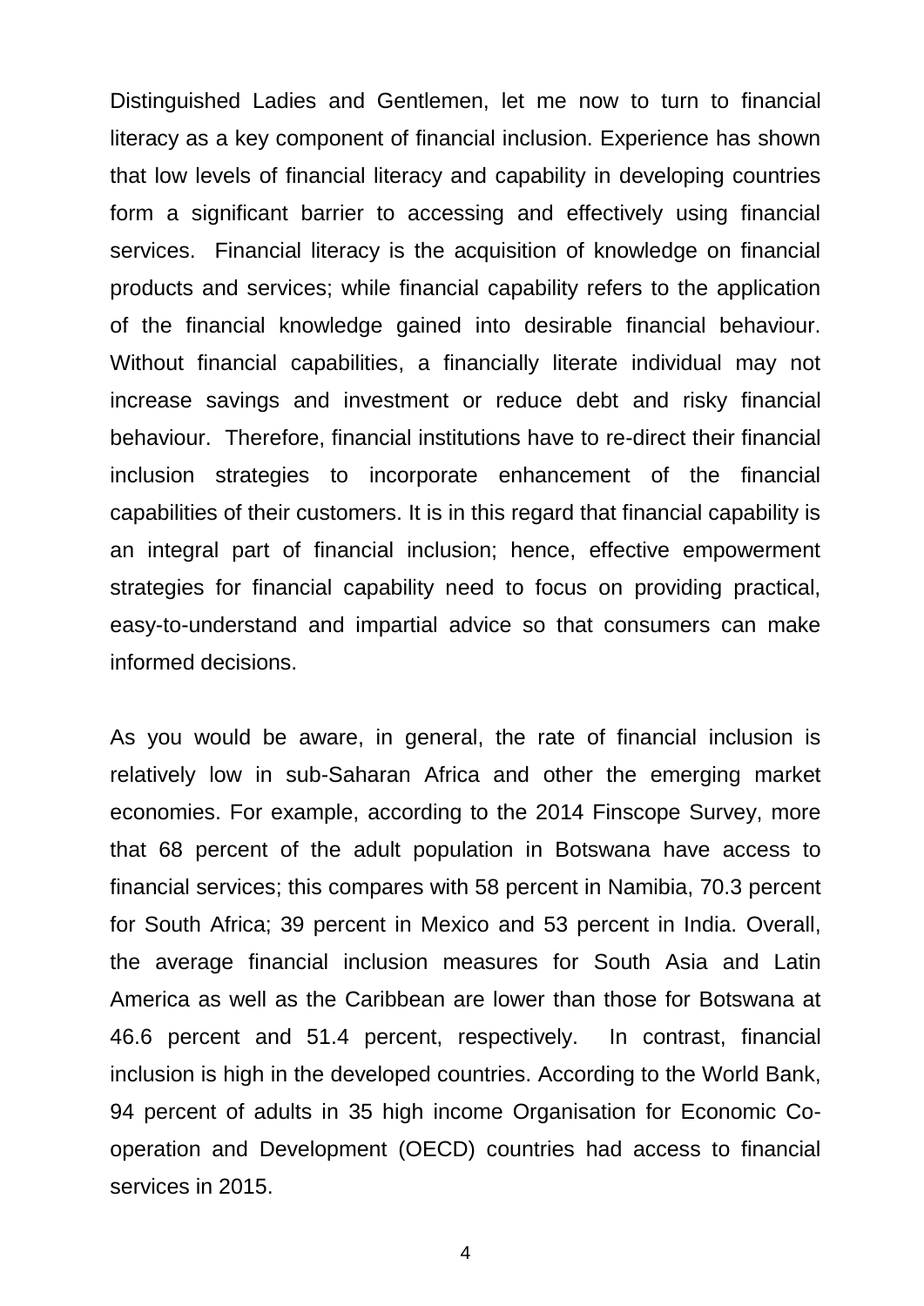Distinguished Ladies and Gentlemen, let me now to turn to financial literacy as a key component of financial inclusion. Experience has shown that low levels of financial literacy and capability in developing countries form a significant barrier to accessing and effectively using financial services. Financial literacy is the acquisition of knowledge on financial products and services; while financial capability refers to the application of the financial knowledge gained into desirable financial behaviour. Without financial capabilities, a financially literate individual may not increase savings and investment or reduce debt and risky financial behaviour. Therefore, financial institutions have to re-direct their financial inclusion strategies to incorporate enhancement of the financial capabilities of their customers. It is in this regard that financial capability is an integral part of financial inclusion; hence, effective empowerment strategies for financial capability need to focus on providing practical, easy-to-understand and impartial advice so that consumers can make informed decisions.

As you would be aware, in general, the rate of financial inclusion is relatively low in sub-Saharan Africa and other the emerging market economies. For example, according to the 2014 Finscope Survey, more that 68 percent of the adult population in Botswana have access to financial services; this compares with 58 percent in Namibia, 70.3 percent for South Africa; 39 percent in Mexico and 53 percent in India. Overall, the average financial inclusion measures for South Asia and Latin America as well as the Caribbean are lower than those for Botswana at 46.6 percent and 51.4 percent, respectively. In contrast, financial inclusion is high in the developed countries. According to the World Bank, 94 percent of adults in 35 high income Organisation for Economic Co-operation and Development (OECD) countries had access to financial services in 2015.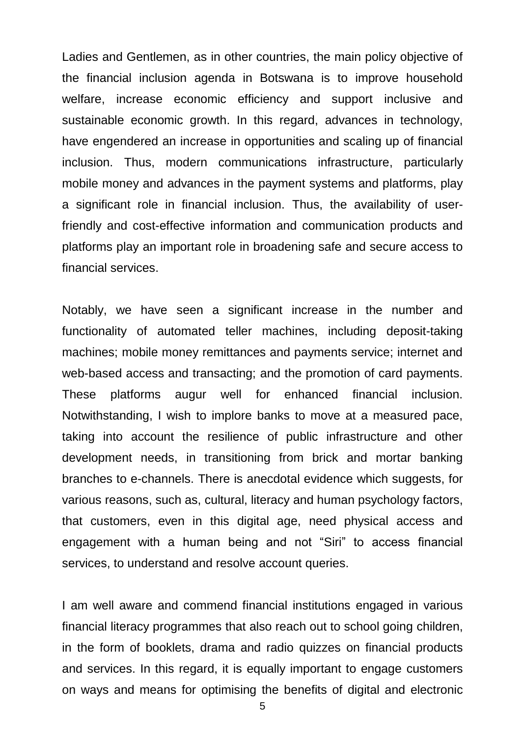Ladies and Gentlemen, as in other countries, the main policy objective of the financial inclusion agenda in Botswana is to improve household welfare, increase economic efficiency and support inclusive and sustainable economic growth. In this regard, advances in technology, have engendered an increase in opportunities and scaling up of financial inclusion. Thus, modern communications infrastructure, particularly mobile money and advances in the payment systems and platforms, play a significant role in financial inclusion. Thus, the availability of user-friendly and cost-effective information and communication products and platforms play an important role in broadening safe and secure access to financial services.

Notably, we have seen a significant increase in the number and functionality of automated teller machines, including deposit-taking machines; mobile money remittances and payments service; internet and web-based access and transacting; and the promotion of card payments. These platforms augur well for enhanced financial inclusion. Notwithstanding, I wish to implore banks to move at a measured pace, taking into account the resilience of public infrastructure and other development needs, in transitioning from brick and mortar banking branches to e-channels. There is anecdotal evidence which suggests, for various reasons, such as, cultural, literacy and human psychology factors, that customers, even in this digital age, need physical access and engagement with a human being and not "Siri" to access financial services, to understand and resolve account queries.

I am well aware and commend financial institutions engaged in various financial literacy programmes that also reach out to school going children, in the form of booklets, drama and radio quizzes on financial products and services. In this regard, it is equally important to engage customers on ways and means for optimising the benefits of digital and electronic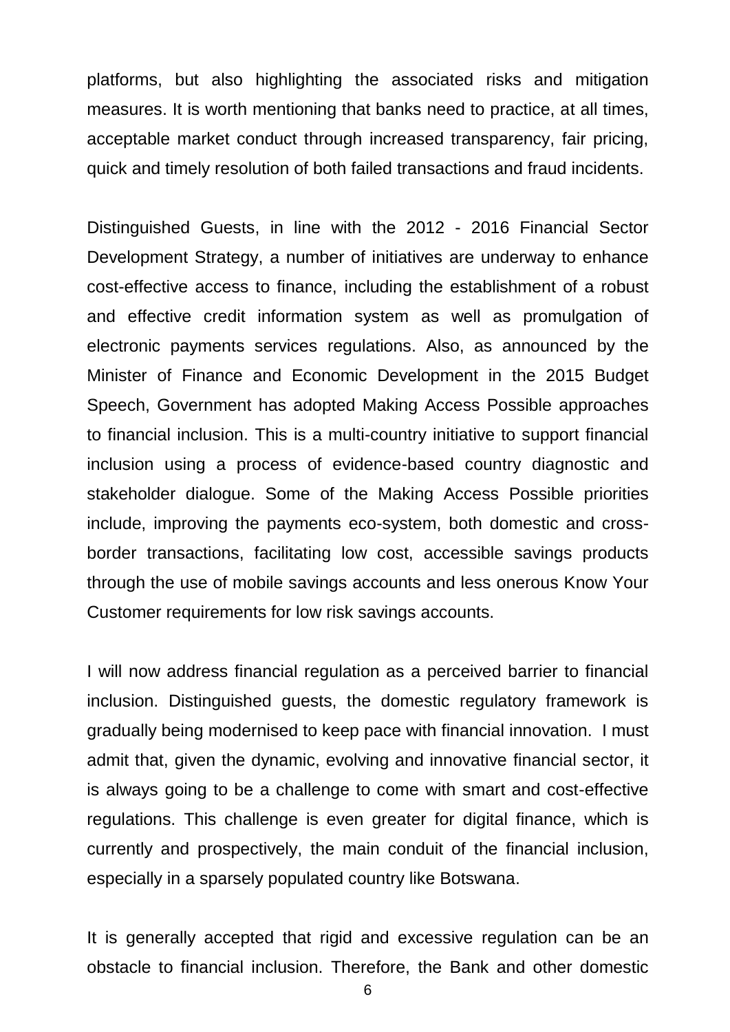platforms, but also highlighting the associated risks and mitigation measures. It is worth mentioning that banks need to practice, at all times, acceptable market conduct through increased transparency, fair pricing, quick and timely resolution of both failed transactions and fraud incidents.

Distinguished Guests, in line with the 2012 - 2016 Financial Sector Development Strategy, a number of initiatives are underway to enhance cost-effective access to finance, including the establishment of a robust and effective credit information system as well as promulgation of electronic payments services regulations. Also, as announced by the Minister of Finance and Economic Development in the 2015 Budget Speech, Government has adopted Making Access Possible approaches to financial inclusion. This is a multi-country initiative to support financial inclusion using a process of evidence-based country diagnostic and stakeholder dialogue. Some of the Making Access Possible priorities include, improving the payments eco-system, both domestic and cross-border transactions, facilitating low cost, accessible savings products through the use of mobile savings accounts and less onerous Know Your Customer requirements for low risk savings accounts.

I will now address financial regulation as a perceived barrier to financial inclusion. Distinguished guests, the domestic regulatory framework is gradually being modernised to keep pace with financial innovation. I must admit that, given the dynamic, evolving and innovative financial sector, it is always going to be a challenge to come with smart and cost-effective regulations. This challenge is even greater for digital finance, which is currently and prospectively, the main conduit of the financial inclusion, especially in a sparsely populated country like Botswana.

It is generally accepted that rigid and excessive regulation can be an obstacle to financial inclusion. Therefore, the Bank and other domestic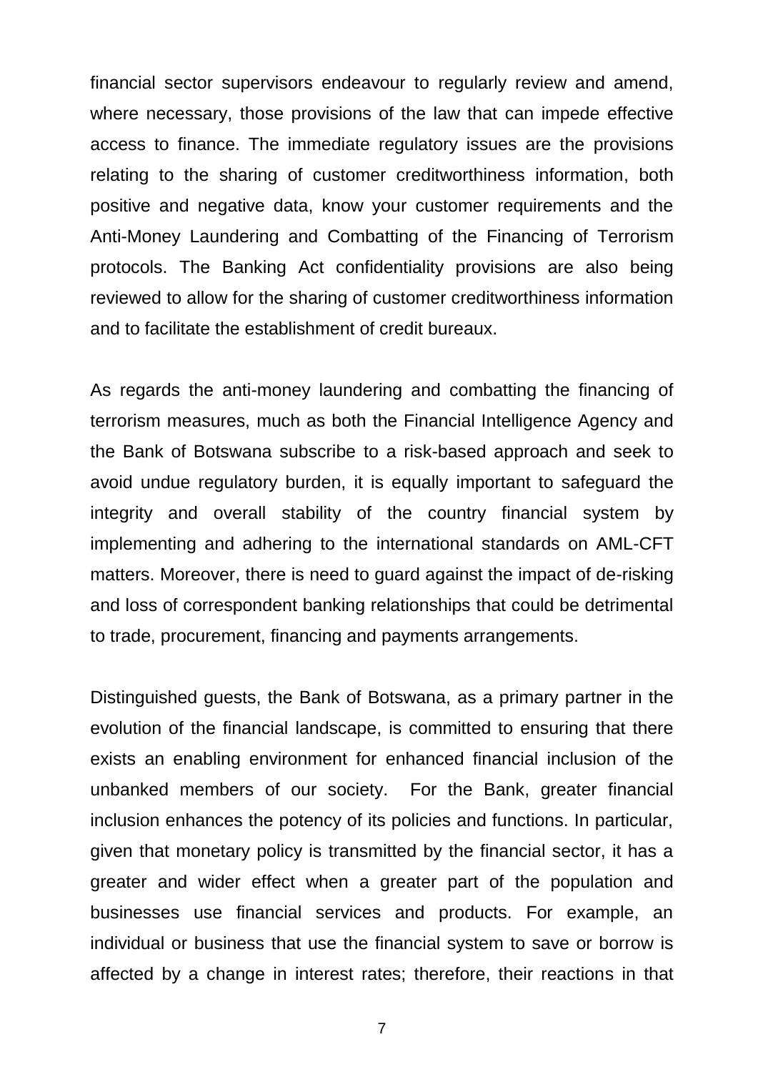financial sector supervisors endeavour to regularly review and amend, where necessary, those provisions of the law that can impede effective access to finance. The immediate regulatory issues are the provisions relating to the sharing of customer creditworthiness information, both positive and negative data, know your customer requirements and the Anti-Money Laundering and Combatting of the Financing of Terrorism protocols. The Banking Act confidentiality provisions are also being reviewed to allow for the sharing of customer creditworthiness information and to facilitate the establishment of credit bureaux.

As regards the anti-money laundering and combatting the financing of terrorism measures, much as both the Financial Intelligence Agency and the Bank of Botswana subscribe to a risk-based approach and seek to avoid undue regulatory burden, it is equally important to safeguard the integrity and overall stability of the country financial system by implementing and adhering to the international standards on AML-CFT matters. Moreover, there is need to guard against the impact of de-risking and loss of correspondent banking relationships that could be detrimental to trade, procurement, financing and payments arrangements.

Distinguished guests, the Bank of Botswana, as a primary partner in the evolution of the financial landscape, is committed to ensuring that there exists an enabling environment for enhanced financial inclusion of the unbanked members of our society. For the Bank, greater financial inclusion enhances the potency of its policies and functions. In particular, given that monetary policy is transmitted by the financial sector, it has a greater and wider effect when a greater part of the population and businesses use financial services and products. For example, an individual or business that use the financial system to save or borrow is affected by a change in interest rates; therefore, their reactions in that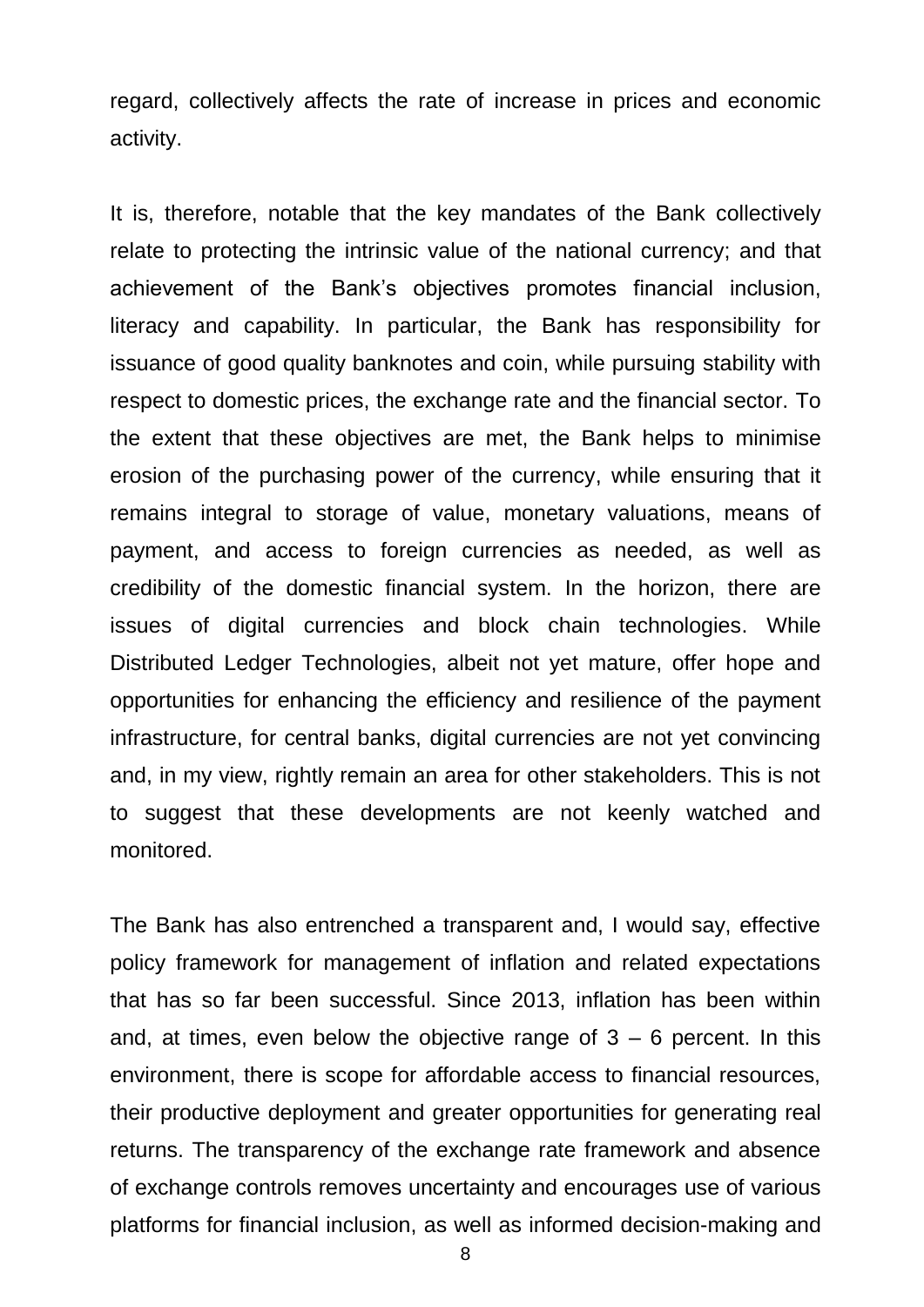regard, collectively affects the rate of increase in prices and economic activity.

It is, therefore, notable that the key mandates of the Bank collectively relate to protecting the intrinsic value of the national currency; and that achievement of the Bank's objectives promotes financial inclusion, literacy and capability. In particular, the Bank has responsibility for issuance of good quality banknotes and coin, while pursuing stability with respect to domestic prices, the exchange rate and the financial sector. To the extent that these objectives are met, the Bank helps to minimise erosion of the purchasing power of the currency, while ensuring that it remains integral to storage of value, monetary valuations, means of payment, and access to foreign currencies as needed, as well as credibility of the domestic financial system. In the horizon, there are issues of digital currencies and block chain technologies. While Distributed Ledger Technologies, albeit not yet mature, offer hope and opportunities for enhancing the efficiency and resilience of the payment infrastructure, for central banks, digital currencies are not yet convincing and, in my view, rightly remain an area for other stakeholders. This is not to suggest that these developments are not keenly watched and monitored.

The Bank has also entrenched a transparent and, I would say, effective policy framework for management of inflation and related expectations that has so far been successful. Since 2013, inflation has been within and, at times, even below the objective range of 3 – 6 percent. In this environment, there is scope for affordable access to financial resources, their productive deployment and greater opportunities for generating real returns. The transparency of the exchange rate framework and absence of exchange controls removes uncertainty and encourages use of various platforms for financial inclusion, as well as informed decision-making and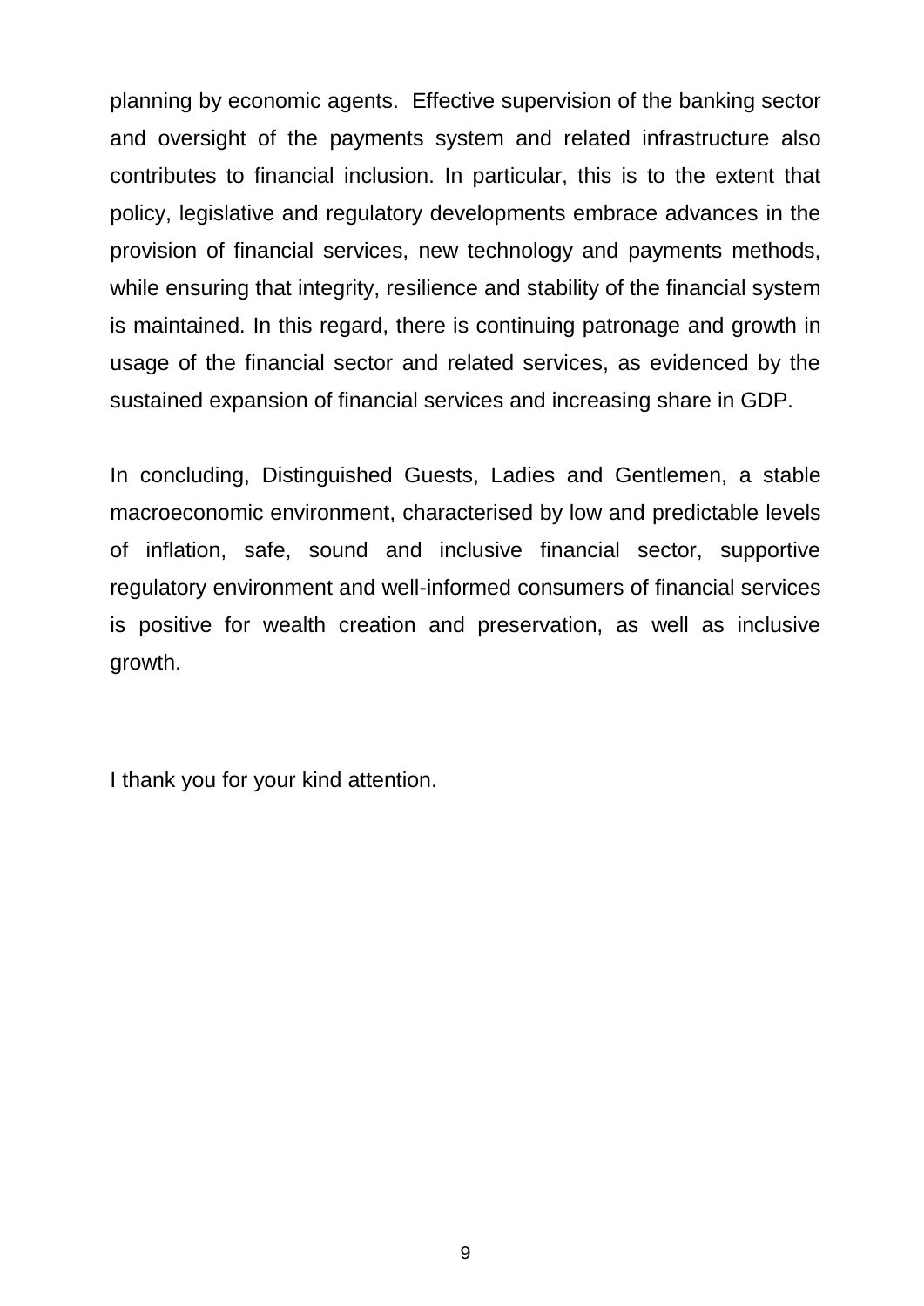planning by economic agents.  Effective supervision of the banking sector and oversight of the payments system and related infrastructure also contributes to financial inclusion. In particular, this is to the extent that policy, legislative and regulatory developments embrace advances in the provision of financial services, new technology and payments methods, while ensuring that integrity, resilience and stability of the financial system is maintained. In this regard, there is continuing patronage and growth in usage of the financial sector and related services, as evidenced by the sustained expansion of financial services and increasing share in GDP.

In concluding, Distinguished Guests, Ladies and Gentlemen, a stable macroeconomic environment, characterised by low and predictable levels of inflation, safe, sound and inclusive financial sector, supportive regulatory environment and well-informed consumers of financial services is positive for wealth creation and preservation, as well as inclusive growth.

I thank you for your kind attention.